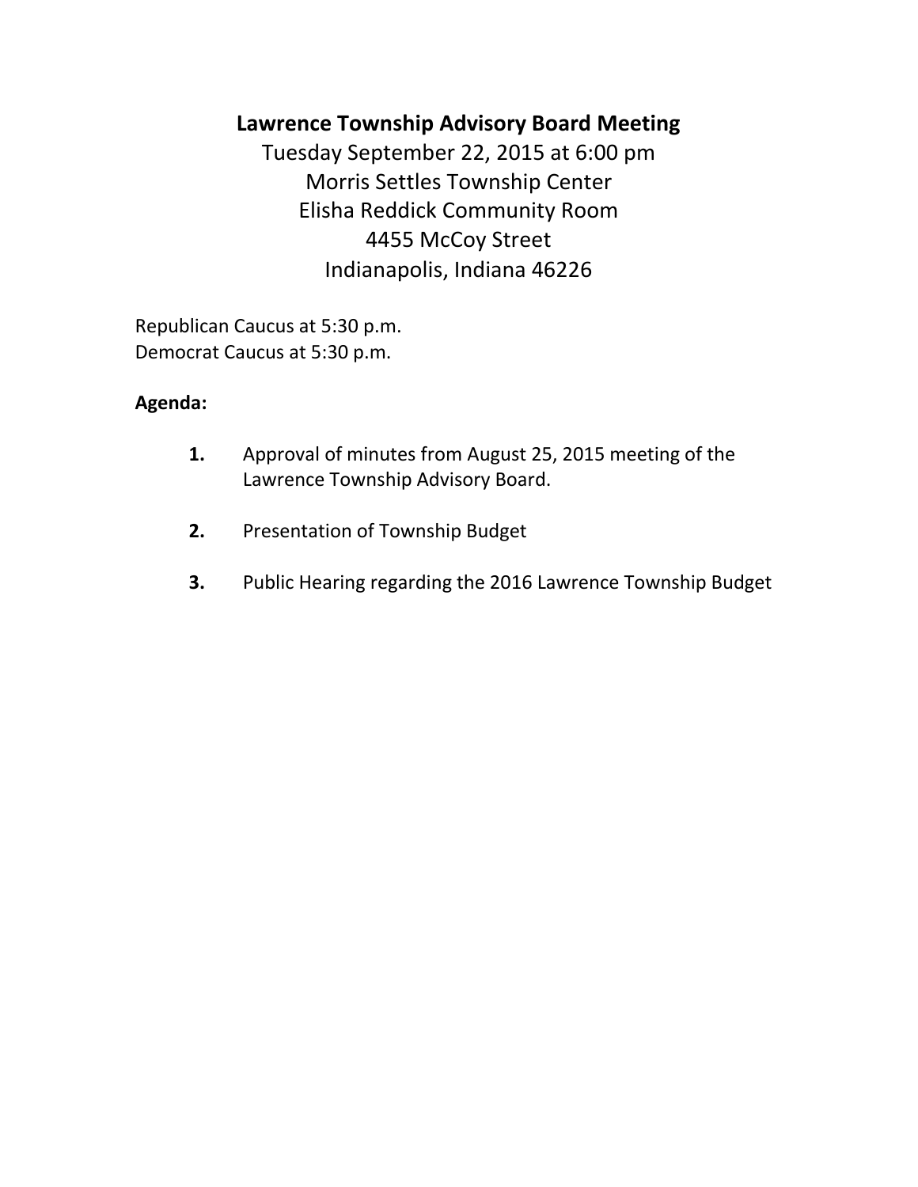# Lawrence Township Advisory Board Meeting

Tuesday September 22, 2015 at 6:00 pm
Morris Settles Township Center
Elisha Reddick Community Room
4455 McCoy Street
Indianapolis, Indiana 46226

Republican Caucus at 5:30 p.m.
Democrat Caucus at 5:30 p.m.

**Agenda:**

1. Approval of minutes from August 25, 2015 meeting of the Lawrence Township Advisory Board.

2. Presentation of Township Budget

3. Public Hearing regarding the 2016 Lawrence Township Budget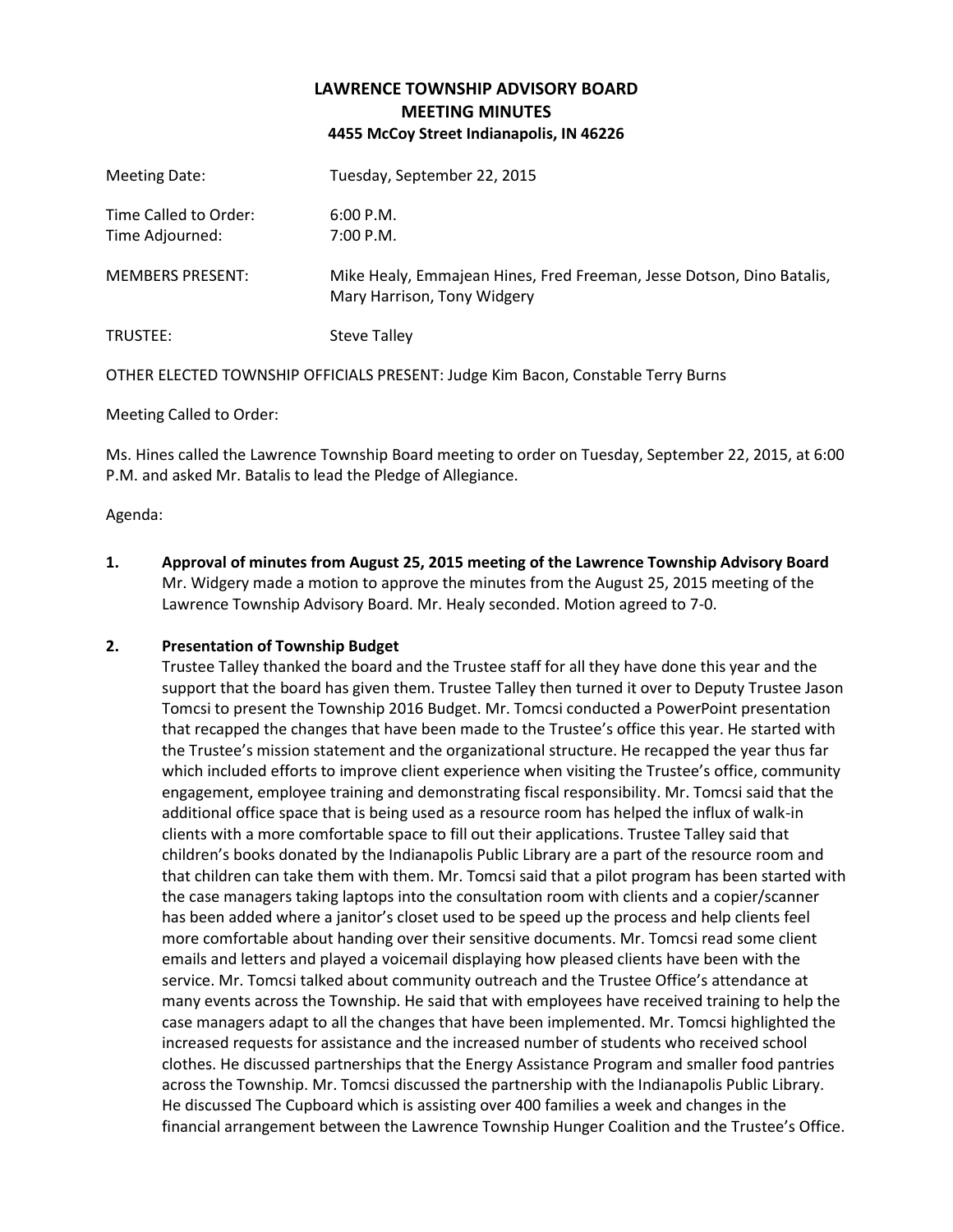# LAWRENCE TOWNSHIP ADVISORY BOARD
## MEETING MINUTES
### 4455 McCoy Street Indianapolis, IN 46226

Meeting Date: Tuesday, September 22, 2015

Time Called to Order: 6:00 P.M.
Time Adjourned: 7:00 P.M.

MEMBERS PRESENT: Mike Healy, Emmajean Hines, Fred Freeman, Jesse Dotson, Dino Batalis, Mary Harrison, Tony Widgery

TRUSTEE: Steve Talley

OTHER ELECTED TOWNSHIP OFFICIALS PRESENT: Judge Kim Bacon, Constable Terry Burns

Meeting Called to Order:

Ms. Hines called the Lawrence Township Board meeting to order on Tuesday, September 22, 2015, at 6:00 P.M. and asked Mr. Batalis to lead the Pledge of Allegiance.

Agenda:

**1. Approval of minutes from August 25, 2015 meeting of the Lawrence Township Advisory Board**
Mr. Widgery made a motion to approve the minutes from the August 25, 2015 meeting of the Lawrence Township Advisory Board. Mr. Healy seconded. Motion agreed to 7-0.

**2. Presentation of Township Budget**
Trustee Talley thanked the board and the Trustee staff for all they have done this year and the support that the board has given them. Trustee Talley then turned it over to Deputy Trustee Jason Tomcsi to present the Township 2016 Budget. Mr. Tomcsi conducted a PowerPoint presentation that recapped the changes that have been made to the Trustee's office this year. He started with the Trustee's mission statement and the organizational structure. He recapped the year thus far which included efforts to improve client experience when visiting the Trustee's office, community engagement, employee training and demonstrating fiscal responsibility. Mr. Tomcsi said that the additional office space that is being used as a resource room has helped the influx of walk-in clients with a more comfortable space to fill out their applications. Trustee Talley said that children's books donated by the Indianapolis Public Library are a part of the resource room and that children can take them with them. Mr. Tomcsi said that a pilot program has been started with the case managers taking laptops into the consultation room with clients and a copier/scanner has been added where a janitor's closet used to be speed up the process and help clients feel more comfortable about handing over their sensitive documents. Mr. Tomcsi read some client emails and letters and played a voicemail displaying how pleased clients have been with the service. Mr. Tomcsi talked about community outreach and the Trustee Office's attendance at many events across the Township. He said that with employees have received training to help the case managers adapt to all the changes that have been implemented. Mr. Tomcsi highlighted the increased requests for assistance and the increased number of students who received school clothes. He discussed partnerships that the Energy Assistance Program and smaller food pantries across the Township. Mr. Tomcsi discussed the partnership with the Indianapolis Public Library. He discussed The Cupboard which is assisting over 400 families a week and changes in the financial arrangement between the Lawrence Township Hunger Coalition and the Trustee's Office.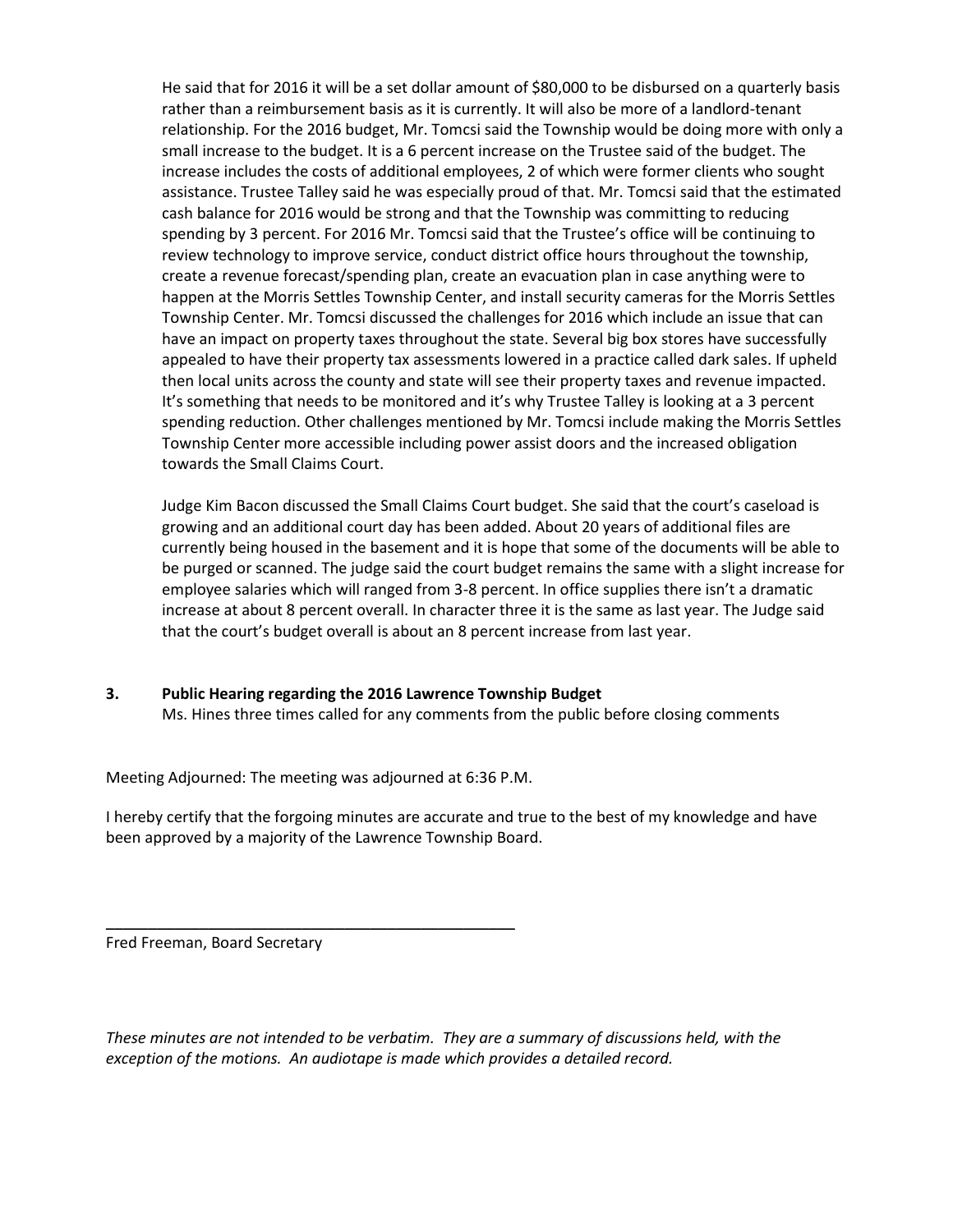He said that for 2016 it will be a set dollar amount of $80,000 to be disbursed on a quarterly basis rather than a reimbursement basis as it is currently. It will also be more of a landlord-tenant relationship. For the 2016 budget, Mr. Tomcsi said the Township would be doing more with only a small increase to the budget. It is a 6 percent increase on the Trustee said of the budget. The increase includes the costs of additional employees, 2 of which were former clients who sought assistance. Trustee Talley said he was especially proud of that. Mr. Tomcsi said that the estimated cash balance for 2016 would be strong and that the Township was committing to reducing spending by 3 percent. For 2016 Mr. Tomcsi said that the Trustee's office will be continuing to review technology to improve service, conduct district office hours throughout the township, create a revenue forecast/spending plan, create an evacuation plan in case anything were to happen at the Morris Settles Township Center, and install security cameras for the Morris Settles Township Center. Mr. Tomcsi discussed the challenges for 2016 which include an issue that can have an impact on property taxes throughout the state. Several big box stores have successfully appealed to have their property tax assessments lowered in a practice called dark sales. If upheld then local units across the county and state will see their property taxes and revenue impacted. It's something that needs to be monitored and it's why Trustee Talley is looking at a 3 percent spending reduction. Other challenges mentioned by Mr. Tomcsi include making the Morris Settles Township Center more accessible including power assist doors and the increased obligation towards the Small Claims Court.

Judge Kim Bacon discussed the Small Claims Court budget. She said that the court's caseload is growing and an additional court day has been added. About 20 years of additional files are currently being housed in the basement and it is hope that some of the documents will be able to be purged or scanned. The judge said the court budget remains the same with a slight increase for employee salaries which will ranged from 3-8 percent. In office supplies there isn't a dramatic increase at about 8 percent overall. In character three it is the same as last year. The Judge said that the court's budget overall is about an 8 percent increase from last year.

**3. Public Hearing regarding the 2016 Lawrence Township Budget**

Ms. Hines three times called for any comments from the public before closing comments

Meeting Adjourned: The meeting was adjourned at 6:36 P.M.

I hereby certify that the forgoing minutes are accurate and true to the best of my knowledge and have been approved by a majority of the Lawrence Township Board.

\_\_\_\_\_\_\_\_\_\_\_\_\_\_\_\_\_\_\_\_\_\_\_\_\_\_\_\_\_\_\_\_\_\_\_\_\_\_\_\_\_\_\_\_

Fred Freeman, Board Secretary

*These minutes are not intended to be verbatim. They are a summary of discussions held, with the exception of the motions. An audiotape is made which provides a detailed record.*